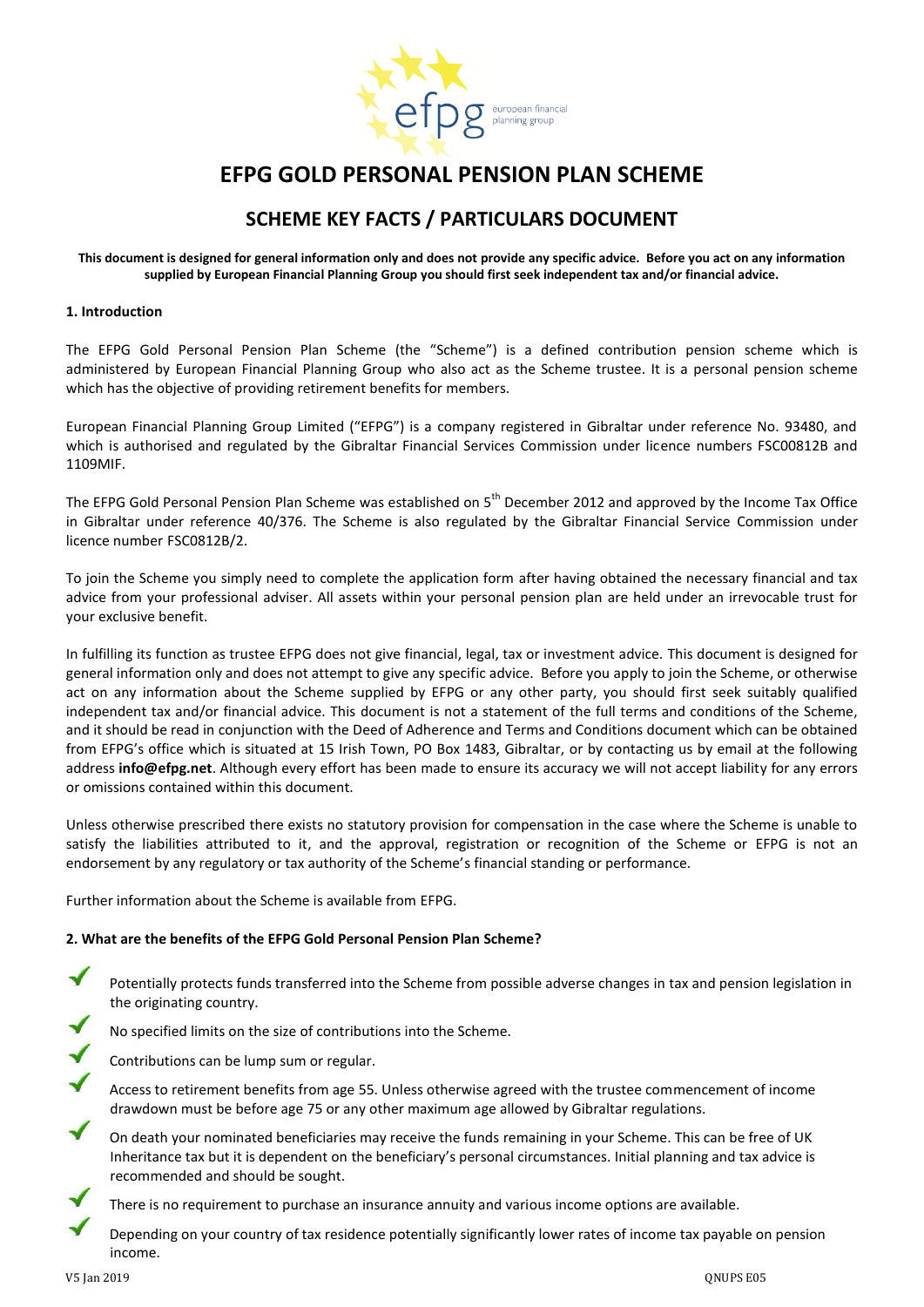# EFPG GOLD PERSONAL PENSION PLAN SCHEME

## SCHEME KEY FACTS / PARTICULARS DOCUMENT

**This document is designed for general information only and does not provide any specific advice. Before you act on any information supplied by European Financial Planning Group you should first seek independent tax and/or financial advice.**

### 1. Introduction

The EFPG Gold Personal Pension Plan Scheme (the "Scheme") is a defined contribution pension scheme which is administered by European Financial Planning Group who also act as the Scheme trustee. It is a personal pension scheme which has the objective of providing retirement benefits for members.

European Financial Planning Group Limited ("EFPG") is a company registered in Gibraltar under reference No. 93480, and which is authorised and regulated by the Gibraltar Financial Services Commission under licence numbers FSC00812B and 1109MIF.

The EFPG Gold Personal Pension Plan Scheme was established on 5th December 2012 and approved by the Income Tax Office in Gibraltar under reference 40/376. The Scheme is also regulated by the Gibraltar Financial Service Commission under licence number FSC0812B/2.

To join the Scheme you simply need to complete the application form after having obtained the necessary financial and tax advice from your professional adviser. All assets within your personal pension plan are held under an irrevocable trust for your exclusive benefit.

In fulfilling its function as trustee EFPG does not give financial, legal, tax or investment advice. This document is designed for general information only and does not attempt to give any specific advice. Before you apply to join the Scheme, or otherwise act on any information about the Scheme supplied by EFPG or any other party, you should first seek suitably qualified independent tax and/or financial advice. This document is not a statement of the full terms and conditions of the Scheme, and it should be read in conjunction with the Deed of Adherence and Terms and Conditions document which can be obtained from EFPG's office which is situated at 15 Irish Town, PO Box 1483, Gibraltar, or by contacting us by email at the following address **info@efpg.net**. Although every effort has been made to ensure its accuracy we will not accept liability for any errors or omissions contained within this document.

Unless otherwise prescribed there exists no statutory provision for compensation in the case where the Scheme is unable to satisfy the liabilities attributed to it, and the approval, registration or recognition of the Scheme or EFPG is not an endorsement by any regulatory or tax authority of the Scheme's financial standing or performance.

Further information about the Scheme is available from EFPG.

### 2. What are the benefits of the EFPG Gold Personal Pension Plan Scheme?

- ✓ Potentially protects funds transferred into the Scheme from possible adverse changes in tax and pension legislation in the originating country.
- ✓ No specified limits on the size of contributions into the Scheme.
- ✓ Contributions can be lump sum or regular.
- ✓ Access to retirement benefits from age 55. Unless otherwise agreed with the trustee commencement of income drawdown must be before age 75 or any other maximum age allowed by Gibraltar regulations.
- ✓ On death your nominated beneficiaries may receive the funds remaining in your Scheme. This can be free of UK Inheritance tax but it is dependent on the beneficiary's personal circumstances. Initial planning and tax advice is recommended and should be sought.
- ✓ There is no requirement to purchase an insurance annuity and various income options are available.
- ✓ Depending on your country of tax residence potentially significantly lower rates of income tax payable on pension income.

V5 Jan 2019 QNUPS E05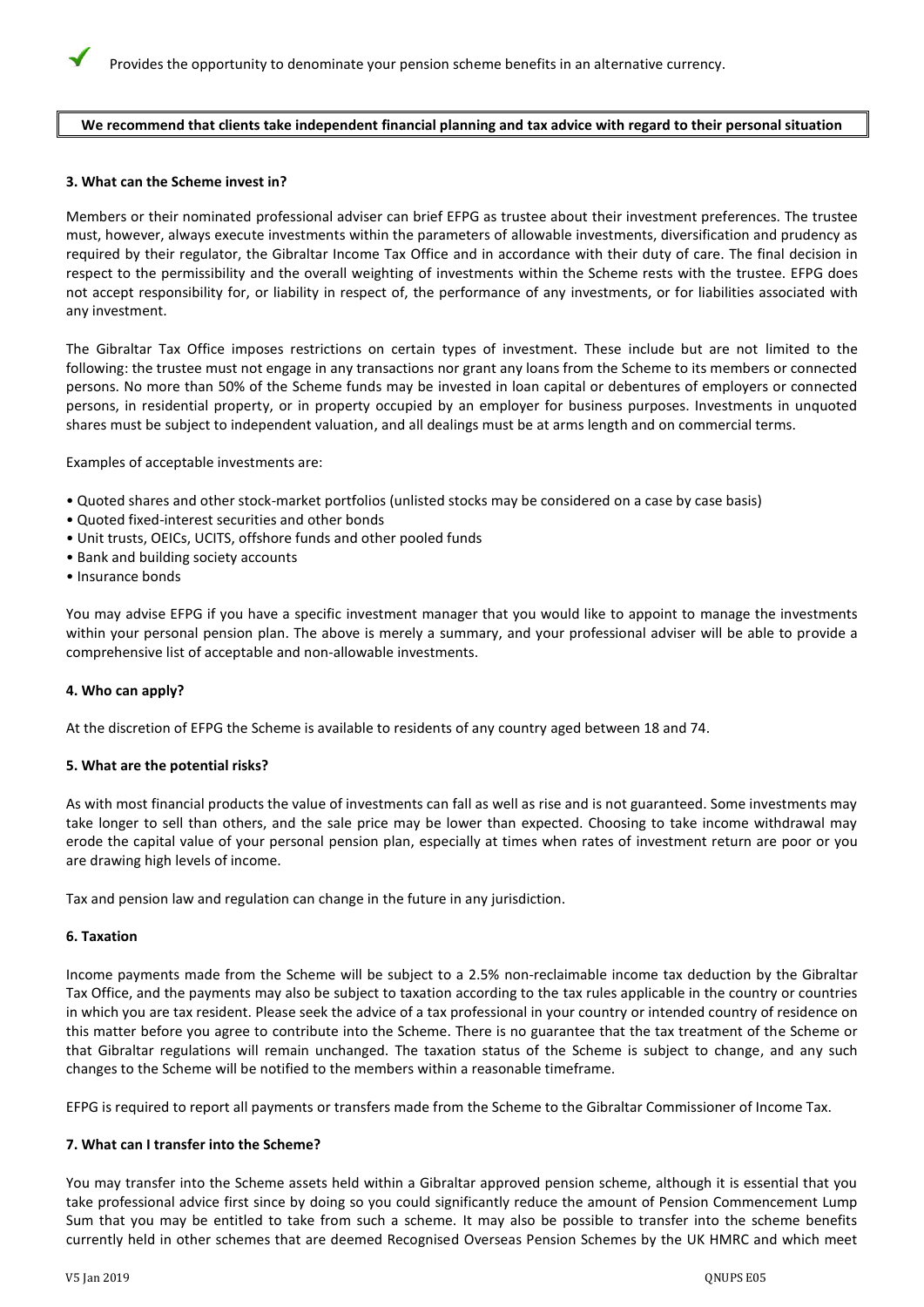✓ Provides the opportunity to denominate your pension scheme benefits in an alternative currency.

**We recommend that clients take independent financial planning and tax advice with regard to their personal situation**

### 3. What can the Scheme invest in?

Members or their nominated professional adviser can brief EFPG as trustee about their investment preferences. The trustee must, however, always execute investments within the parameters of allowable investments, diversification and prudency as required by their regulator, the Gibraltar Income Tax Office and in accordance with their duty of care. The final decision in respect to the permissibility and the overall weighting of investments within the Scheme rests with the trustee. EFPG does not accept responsibility for, or liability in respect of, the performance of any investments, or for liabilities associated with any investment.

The Gibraltar Tax Office imposes restrictions on certain types of investment. These include but are not limited to the following: the trustee must not engage in any transactions nor grant any loans from the Scheme to its members or connected persons. No more than 50% of the Scheme funds may be invested in loan capital or debentures of employers or connected persons, in residential property, or in property occupied by an employer for business purposes. Investments in unquoted shares must be subject to independent valuation, and all dealings must be at arms length and on commercial terms.

Examples of acceptable investments are:

- Quoted shares and other stock-market portfolios (unlisted stocks may be considered on a case by case basis)
- Quoted fixed-interest securities and other bonds
- Unit trusts, OEICs, UCITS, offshore funds and other pooled funds
- Bank and building society accounts
- Insurance bonds

You may advise EFPG if you have a specific investment manager that you would like to appoint to manage the investments within your personal pension plan. The above is merely a summary, and your professional adviser will be able to provide a comprehensive list of acceptable and non-allowable investments.

### 4. Who can apply?

At the discretion of EFPG the Scheme is available to residents of any country aged between 18 and 74.

### 5. What are the potential risks?

As with most financial products the value of investments can fall as well as rise and is not guaranteed. Some investments may take longer to sell than others, and the sale price may be lower than expected. Choosing to take income withdrawal may erode the capital value of your personal pension plan, especially at times when rates of investment return are poor or you are drawing high levels of income.

Tax and pension law and regulation can change in the future in any jurisdiction.

### 6. Taxation

Income payments made from the Scheme will be subject to a 2.5% non-reclaimable income tax deduction by the Gibraltar Tax Office, and the payments may also be subject to taxation according to the tax rules applicable in the country or countries in which you are tax resident. Please seek the advice of a tax professional in your country or intended country of residence on this matter before you agree to contribute into the Scheme. There is no guarantee that the tax treatment of the Scheme or that Gibraltar regulations will remain unchanged. The taxation status of the Scheme is subject to change, and any such changes to the Scheme will be notified to the members within a reasonable timeframe.

EFPG is required to report all payments or transfers made from the Scheme to the Gibraltar Commissioner of Income Tax.

### 7. What can I transfer into the Scheme?

You may transfer into the Scheme assets held within a Gibraltar approved pension scheme, although it is essential that you take professional advice first since by doing so you could significantly reduce the amount of Pension Commencement Lump Sum that you may be entitled to take from such a scheme. It may also be possible to transfer into the scheme benefits currently held in other schemes that are deemed Recognised Overseas Pension Schemes by the UK HMRC and which meet

V5 Jan 2019 QNUPS E05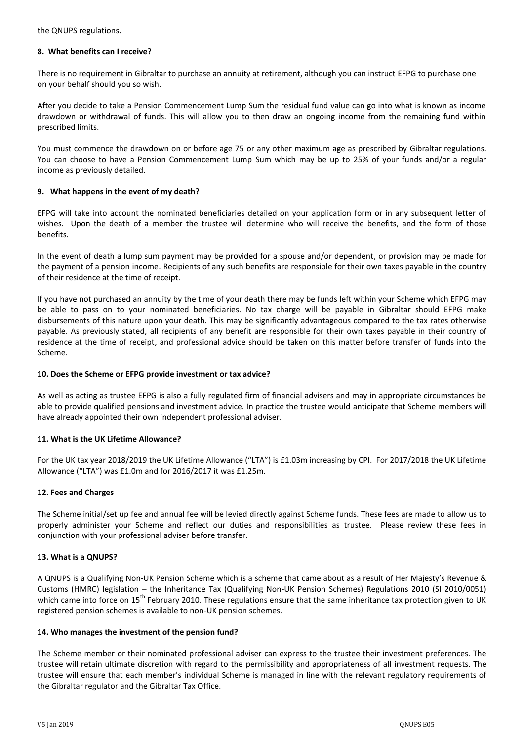the QNUPS regulations.

**8. What benefits can I receive?**

There is no requirement in Gibraltar to purchase an annuity at retirement, although you can instruct EFPG to purchase one on your behalf should you so wish.

After you decide to take a Pension Commencement Lump Sum the residual fund value can go into what is known as income drawdown or withdrawal of funds. This will allow you to then draw an ongoing income from the remaining fund within prescribed limits.

You must commence the drawdown on or before age 75 or any other maximum age as prescribed by Gibraltar regulations. You can choose to have a Pension Commencement Lump Sum which may be up to 25% of your funds and/or a regular income as previously detailed.

**9. What happens in the event of my death?**

EFPG will take into account the nominated beneficiaries detailed on your application form or in any subsequent letter of wishes. Upon the death of a member the trustee will determine who will receive the benefits, and the form of those benefits.

In the event of death a lump sum payment may be provided for a spouse and/or dependent, or provision may be made for the payment of a pension income. Recipients of any such benefits are responsible for their own taxes payable in the country of their residence at the time of receipt.

If you have not purchased an annuity by the time of your death there may be funds left within your Scheme which EFPG may be able to pass on to your nominated beneficiaries. No tax charge will be payable in Gibraltar should EFPG make disbursements of this nature upon your death. This may be significantly advantageous compared to the tax rates otherwise payable. As previously stated, all recipients of any benefit are responsible for their own taxes payable in their country of residence at the time of receipt, and professional advice should be taken on this matter before transfer of funds into the Scheme.

**10. Does the Scheme or EFPG provide investment or tax advice?**

As well as acting as trustee EFPG is also a fully regulated firm of financial advisers and may in appropriate circumstances be able to provide qualified pensions and investment advice. In practice the trustee would anticipate that Scheme members will have already appointed their own independent professional adviser.

**11. What is the UK Lifetime Allowance?**

For the UK tax year 2018/2019 the UK Lifetime Allowance ("LTA") is £1.03m increasing by CPI. For 2017/2018 the UK Lifetime Allowance ("LTA") was £1.0m and for 2016/2017 it was £1.25m.

**12. Fees and Charges**

The Scheme initial/set up fee and annual fee will be levied directly against Scheme funds. These fees are made to allow us to properly administer your Scheme and reflect our duties and responsibilities as trustee. Please review these fees in conjunction with your professional adviser before transfer.

**13. What is a QNUPS?**

A QNUPS is a Qualifying Non-UK Pension Scheme which is a scheme that came about as a result of Her Majesty's Revenue & Customs (HMRC) legislation – the Inheritance Tax (Qualifying Non-UK Pension Schemes) Regulations 2010 (SI 2010/0051) which came into force on 15th February 2010. These regulations ensure that the same inheritance tax protection given to UK registered pension schemes is available to non-UK pension schemes.

**14. Who manages the investment of the pension fund?**

The Scheme member or their nominated professional adviser can express to the trustee their investment preferences. The trustee will retain ultimate discretion with regard to the permissibility and appropriateness of all investment requests. The trustee will ensure that each member's individual Scheme is managed in line with the relevant regulatory requirements of the Gibraltar regulator and the Gibraltar Tax Office.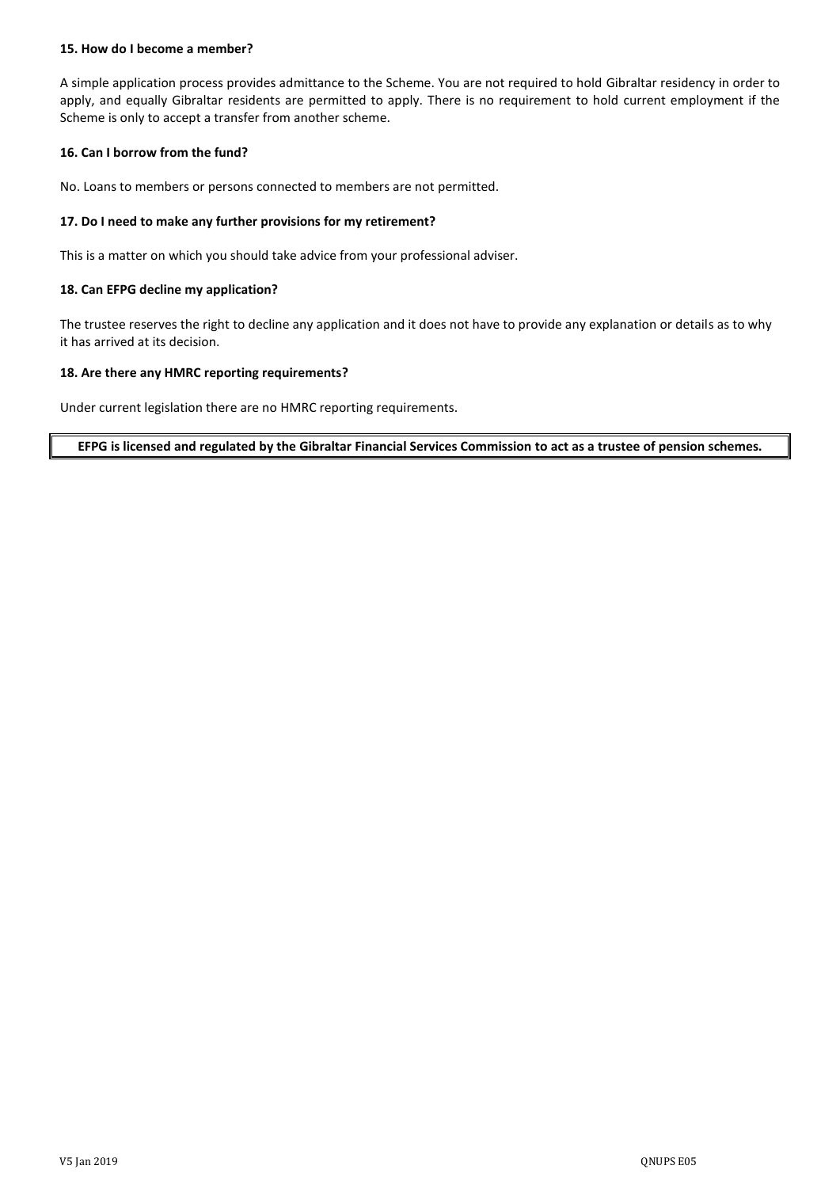**15. How do I become a member?**

A simple application process provides admittance to the Scheme. You are not required to hold Gibraltar residency in order to apply, and equally Gibraltar residents are permitted to apply. There is no requirement to hold current employment if the Scheme is only to accept a transfer from another scheme.

**16. Can I borrow from the fund?**

No. Loans to members or persons connected to members are not permitted.

**17. Do I need to make any further provisions for my retirement?**

This is a matter on which you should take advice from your professional adviser.

**18. Can EFPG decline my application?**

The trustee reserves the right to decline any application and it does not have to provide any explanation or details as to why it has arrived at its decision.

**18. Are there any HMRC reporting requirements?**

Under current legislation there are no HMRC reporting requirements.

**EFPG is licensed and regulated by the Gibraltar Financial Services Commission to act as a trustee of pension schemes.**

V5 Jan 2019

QNUPS E05